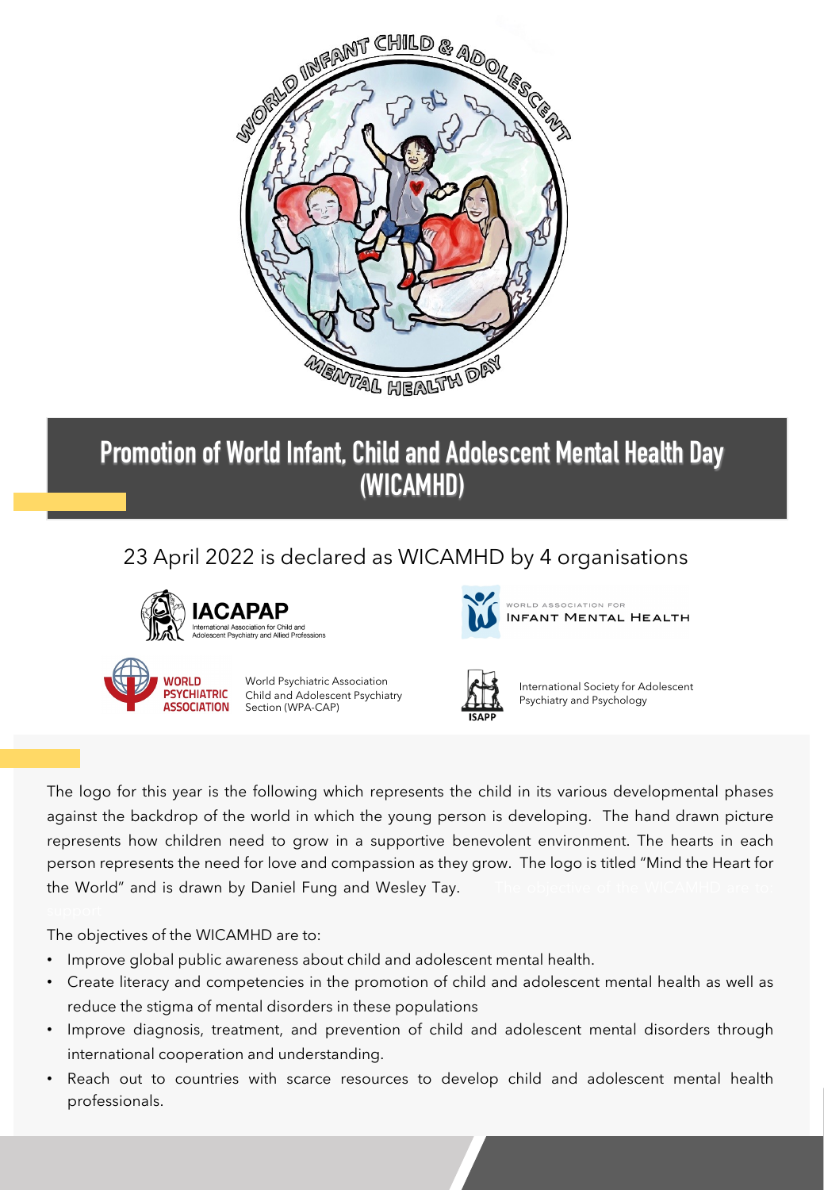# Promotion of World Infant, Child and Adolescent Mental Health Day (WICAMHD)

23 April 2022 is declared as WICAMHD by 4 organisations

**IACAPAP** International Association for Child and Adolescent Psychiatry and Allied Professions

WORLD ASSOCIATION FOR INFANT MENTAL HEALTH

**WORLD PSYCHIATRIC ASSOCIATION** World Psychiatric Association Child and Adolescent Psychiatry Section (WPA-CAP)

**ISAPP** International Society for Adolescent Psychiatry and Psychology

The logo for this year is the following which represents the child in its various developmental phases against the backdrop of the world in which the young person is developing. The hand drawn picture represents how children need to grow in a supportive benevolent environment. The hearts in each person represents the need for love and compassion as they grow. The logo is titled "Mind the Heart for the World" and is drawn by Daniel Fung and Wesley Tay.

The objectives of the WICAMHD are to:

- Improve global public awareness about child and adolescent mental health.
- Create literacy and competencies in the promotion of child and adolescent mental health as well as reduce the stigma of mental disorders in these populations
- Improve diagnosis, treatment, and prevention of child and adolescent mental disorders through international cooperation and understanding.
- Reach out to countries with scarce resources to develop child and adolescent mental health professionals.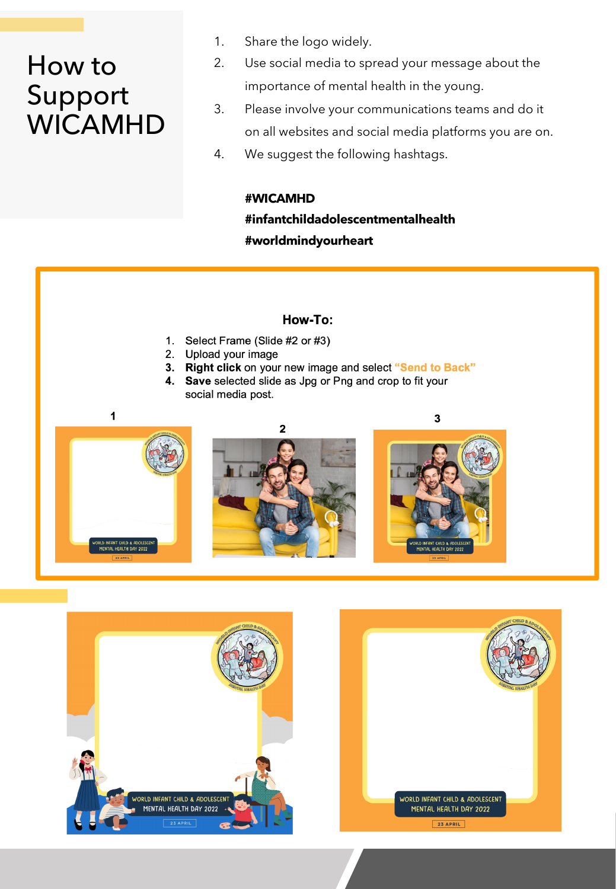# How to Support WICAMHD

1. Share the logo widely.
2. Use social media to spread your message about the importance of mental health in the young.
3. Please involve your communications teams and do it on all websites and social media platforms you are on.
4. We suggest the following hashtags.

**#WICAMHD**
**#infantchildadolescentmentalhealth**
**#worldmindyourheart**

**How-To:**

1. Select Frame (Slide #2 or #3)
2. Upload your image
3. **Right click** on your new image and select **"Send to Back"**
4. **Save** selected slide as Jpg or Png and crop to fit your social media post.

1

WORLD INFANT CHILD & ADOLESCENT MENTAL HEALTH DAY 2022
23 APRIL

2

3

WORLD INFANT CHILD & ADOLESCENT MENTAL HEALTH DAY 2022
23 APRIL

WORLD INFANT CHILD & ADOLESCENT MENTAL HEALTH DAY 2022
23 APRIL

WORLD INFANT CHILD & ADOLESCENT MENTAL HEALTH DAY 2022
23 APRIL